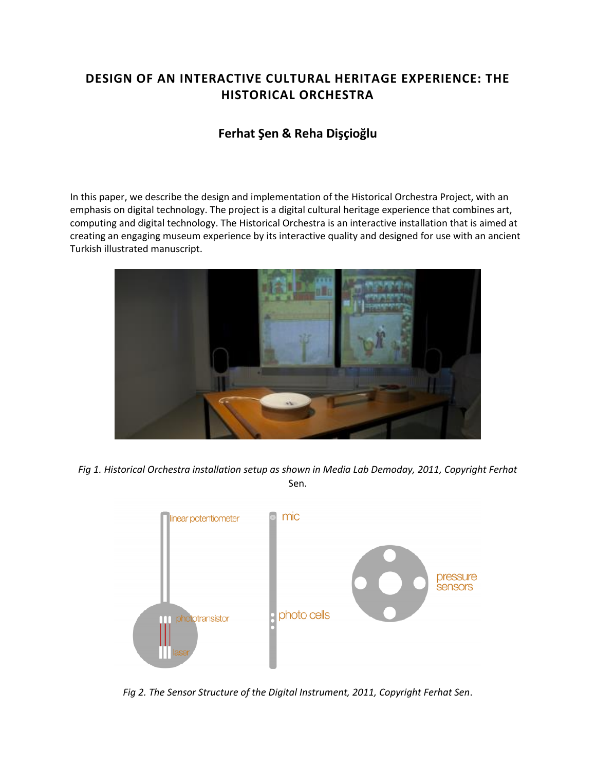# DESIGN OF AN INTERACTIVE CULTURAL HERITAGE EXPERIENCE: THE HISTORICAL ORCHESTRA

## Ferhat Şen & Reha Dişçioğlu

In this paper, we describe the design and implementation of the Historical Orchestra Project, with an emphasis on digital technology. The project is a digital cultural heritage experience that combines art, computing and digital technology. The Historical Orchestra is an interactive installation that is aimed at creating an engaging museum experience by its interactive quality and designed for use with an ancient Turkish illustrated manuscript.

*Fig 1. Historical Orchestra installation setup as shown in Media Lab Demoday, 2011, Copyright Ferhat Sen.*

*Fig 2. The Sensor Structure of the Digital Instrument, 2011, Copyright Ferhat Sen.*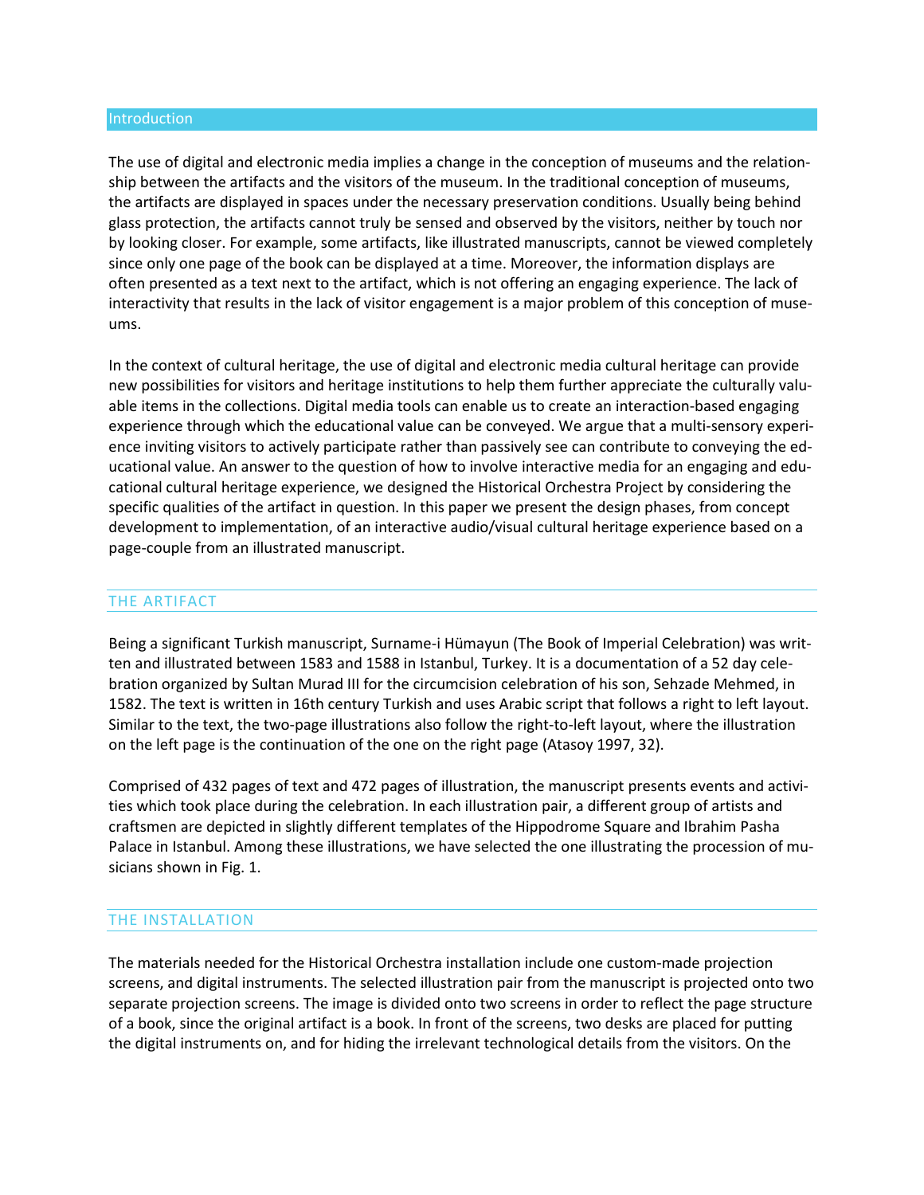## Introduction

The use of digital and electronic media implies a change in the conception of museums and the relationship between the artifacts and the visitors of the museum. In the traditional conception of museums, the artifacts are displayed in spaces under the necessary preservation conditions. Usually being behind glass protection, the artifacts cannot truly be sensed and observed by the visitors, neither by touch nor by looking closer. For example, some artifacts, like illustrated manuscripts, cannot be viewed completely since only one page of the book can be displayed at a time. Moreover, the information displays are often presented as a text next to the artifact, which is not offering an engaging experience. The lack of interactivity that results in the lack of visitor engagement is a major problem of this conception of museums.

In the context of cultural heritage, the use of digital and electronic media cultural heritage can provide new possibilities for visitors and heritage institutions to help them further appreciate the culturally valuable items in the collections. Digital media tools can enable us to create an interaction-based engaging experience through which the educational value can be conveyed. We argue that a multi-sensory experience inviting visitors to actively participate rather than passively see can contribute to conveying the educational value. An answer to the question of how to involve interactive media for an engaging and educational cultural heritage experience, we designed the Historical Orchestra Project by considering the specific qualities of the artifact in question. In this paper we present the design phases, from concept development to implementation, of an interactive audio/visual cultural heritage experience based on a page-couple from an illustrated manuscript.

## THE ARTIFACT

Being a significant Turkish manuscript, Surname-i Hümayun (The Book of Imperial Celebration) was written and illustrated between 1583 and 1588 in Istanbul, Turkey. It is a documentation of a 52 day celebration organized by Sultan Murad III for the circumcision celebration of his son, Sehzade Mehmed, in 1582. The text is written in 16th century Turkish and uses Arabic script that follows a right to left layout. Similar to the text, the two-page illustrations also follow the right-to-left layout, where the illustration on the left page is the continuation of the one on the right page (Atasoy 1997, 32).

Comprised of 432 pages of text and 472 pages of illustration, the manuscript presents events and activities which took place during the celebration. In each illustration pair, a different group of artists and craftsmen are depicted in slightly different templates of the Hippodrome Square and Ibrahim Pasha Palace in Istanbul. Among these illustrations, we have selected the one illustrating the procession of musicians shown in Fig. 1.

## THE INSTALLATION

The materials needed for the Historical Orchestra installation include one custom-made projection screens, and digital instruments. The selected illustration pair from the manuscript is projected onto two separate projection screens. The image is divided onto two screens in order to reflect the page structure of a book, since the original artifact is a book. In front of the screens, two desks are placed for putting the digital instruments on, and for hiding the irrelevant technological details from the visitors. On the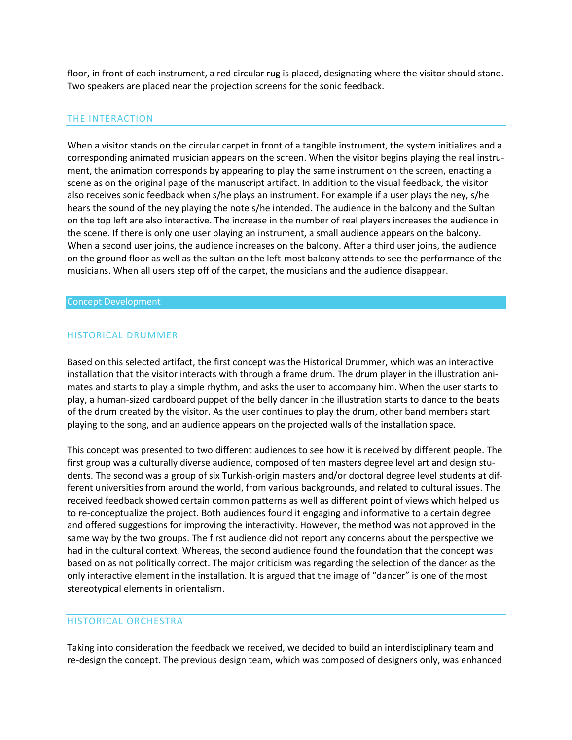floor, in front of each instrument, a red circular rug is placed, designating where the visitor should stand. Two speakers are placed near the projection screens for the sonic feedback.

### THE INTERACTION

When a visitor stands on the circular carpet in front of a tangible instrument, the system initializes and a corresponding animated musician appears on the screen. When the visitor begins playing the real instrument, the animation corresponds by appearing to play the same instrument on the screen, enacting a scene as on the original page of the manuscript artifact. In addition to the visual feedback, the visitor also receives sonic feedback when s/he plays an instrument. For example if a user plays the ney, s/he hears the sound of the ney playing the note s/he intended. The audience in the balcony and the Sultan on the top left are also interactive. The increase in the number of real players increases the audience in the scene. If there is only one user playing an instrument, a small audience appears on the balcony. When a second user joins, the audience increases on the balcony. After a third user joins, the audience on the ground floor as well as the sultan on the left-most balcony attends to see the performance of the musicians. When all users step off of the carpet, the musicians and the audience disappear.

## Concept Development

### HISTORICAL DRUMMER

Based on this selected artifact, the first concept was the Historical Drummer, which was an interactive installation that the visitor interacts with through a frame drum. The drum player in the illustration animates and starts to play a simple rhythm, and asks the user to accompany him. When the user starts to play, a human-sized cardboard puppet of the belly dancer in the illustration starts to dance to the beats of the drum created by the visitor. As the user continues to play the drum, other band members start playing to the song, and an audience appears on the projected walls of the installation space.

This concept was presented to two different audiences to see how it is received by different people. The first group was a culturally diverse audience, composed of ten masters degree level art and design students. The second was a group of six Turkish-origin masters and/or doctoral degree level students at different universities from around the world, from various backgrounds, and related to cultural issues. The received feedback showed certain common patterns as well as different point of views which helped us to re-conceptualize the project. Both audiences found it engaging and informative to a certain degree and offered suggestions for improving the interactivity. However, the method was not approved in the same way by the two groups. The first audience did not report any concerns about the perspective we had in the cultural context. Whereas, the second audience found the foundation that the concept was based on as not politically correct. The major criticism was regarding the selection of the dancer as the only interactive element in the installation. It is argued that the image of "dancer" is one of the most stereotypical elements in orientalism.

### HISTORICAL ORCHESTRA

Taking into consideration the feedback we received, we decided to build an interdisciplinary team and re-design the concept. The previous design team, which was composed of designers only, was enhanced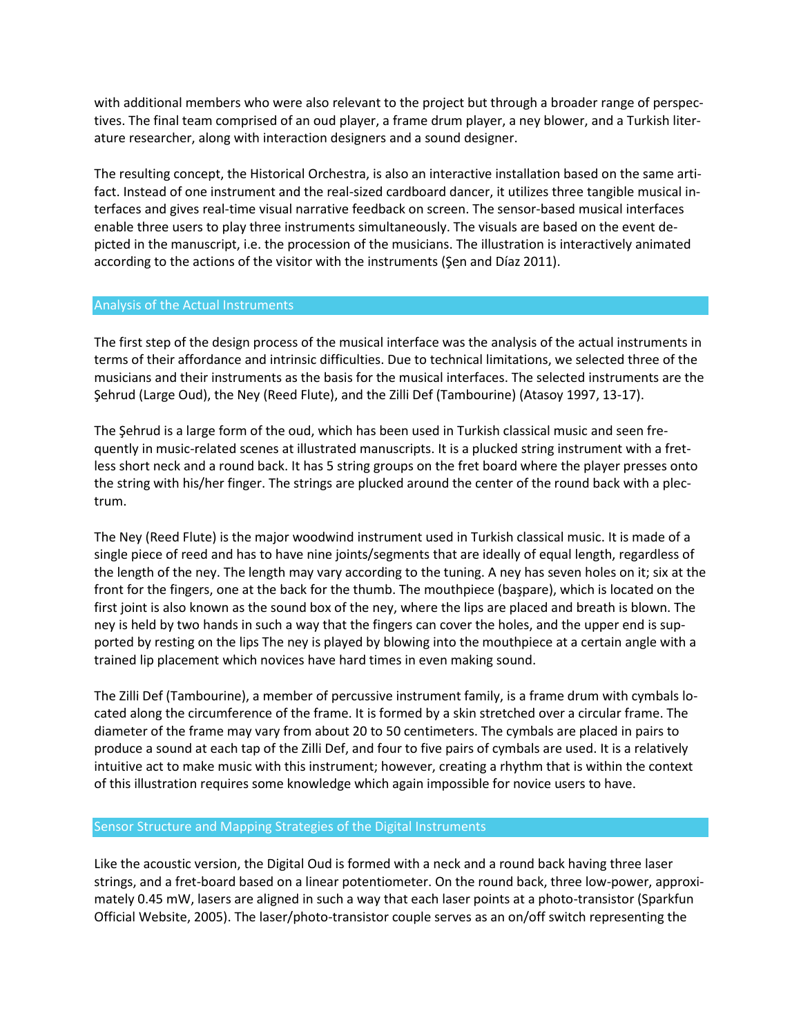with additional members who were also relevant to the project but through a broader range of perspectives. The final team comprised of an oud player, a frame drum player, a ney blower, and a Turkish literature researcher, along with interaction designers and a sound designer.

The resulting concept, the Historical Orchestra, is also an interactive installation based on the same artifact. Instead of one instrument and the real-sized cardboard dancer, it utilizes three tangible musical interfaces and gives real-time visual narrative feedback on screen. The sensor-based musical interfaces enable three users to play three instruments simultaneously. The visuals are based on the event depicted in the manuscript, i.e. the procession of the musicians. The illustration is interactively animated according to the actions of the visitor with the instruments (Şen and Díaz 2011).

## Analysis of the Actual Instruments

The first step of the design process of the musical interface was the analysis of the actual instruments in terms of their affordance and intrinsic difficulties. Due to technical limitations, we selected three of the musicians and their instruments as the basis for the musical interfaces. The selected instruments are the Şehrud (Large Oud), the Ney (Reed Flute), and the Zilli Def (Tambourine) (Atasoy 1997, 13-17).

The Şehrud is a large form of the oud, which has been used in Turkish classical music and seen frequently in music-related scenes at illustrated manuscripts. It is a plucked string instrument with a fretless short neck and a round back. It has 5 string groups on the fret board where the player presses onto the string with his/her finger. The strings are plucked around the center of the round back with a plectrum.

The Ney (Reed Flute) is the major woodwind instrument used in Turkish classical music. It is made of a single piece of reed and has to have nine joints/segments that are ideally of equal length, regardless of the length of the ney. The length may vary according to the tuning. A ney has seven holes on it; six at the front for the fingers, one at the back for the thumb. The mouthpiece (başpare), which is located on the first joint is also known as the sound box of the ney, where the lips are placed and breath is blown. The ney is held by two hands in such a way that the fingers can cover the holes, and the upper end is supported by resting on the lips The ney is played by blowing into the mouthpiece at a certain angle with a trained lip placement which novices have hard times in even making sound.

The Zilli Def (Tambourine), a member of percussive instrument family, is a frame drum with cymbals located along the circumference of the frame. It is formed by a skin stretched over a circular frame. The diameter of the frame may vary from about 20 to 50 centimeters. The cymbals are placed in pairs to produce a sound at each tap of the Zilli Def, and four to five pairs of cymbals are used. It is a relatively intuitive act to make music with this instrument; however, creating a rhythm that is within the context of this illustration requires some knowledge which again impossible for novice users to have.

## Sensor Structure and Mapping Strategies of the Digital Instruments

Like the acoustic version, the Digital Oud is formed with a neck and a round back having three laser strings, and a fret-board based on a linear potentiometer. On the round back, three low-power, approximately 0.45 mW, lasers are aligned in such a way that each laser points at a photo-transistor (Sparkfun Official Website, 2005). The laser/photo-transistor couple serves as an on/off switch representing the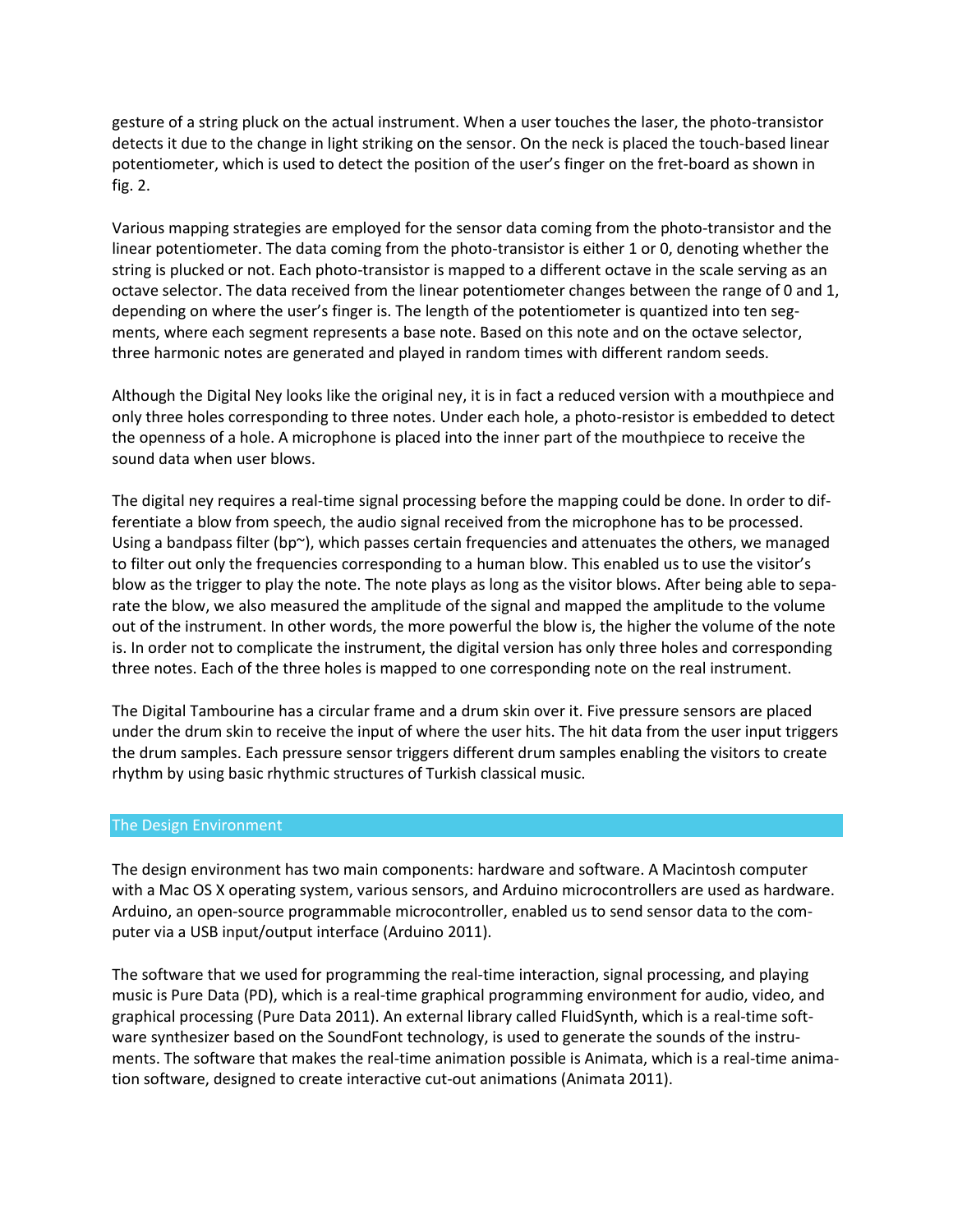gesture of a string pluck on the actual instrument. When a user touches the laser, the photo-transistor detects it due to the change in light striking on the sensor. On the neck is placed the touch-based linear potentiometer, which is used to detect the position of the user's finger on the fret-board as shown in fig. 2.

Various mapping strategies are employed for the sensor data coming from the photo-transistor and the linear potentiometer. The data coming from the photo-transistor is either 1 or 0, denoting whether the string is plucked or not. Each photo-transistor is mapped to a different octave in the scale serving as an octave selector. The data received from the linear potentiometer changes between the range of 0 and 1, depending on where the user's finger is. The length of the potentiometer is quantized into ten segments, where each segment represents a base note. Based on this note and on the octave selector, three harmonic notes are generated and played in random times with different random seeds.

Although the Digital Ney looks like the original ney, it is in fact a reduced version with a mouthpiece and only three holes corresponding to three notes. Under each hole, a photo-resistor is embedded to detect the openness of a hole. A microphone is placed into the inner part of the mouthpiece to receive the sound data when user blows.

The digital ney requires a real-time signal processing before the mapping could be done. In order to differentiate a blow from speech, the audio signal received from the microphone has to be processed. Using a bandpass filter (bp~), which passes certain frequencies and attenuates the others, we managed to filter out only the frequencies corresponding to a human blow. This enabled us to use the visitor's blow as the trigger to play the note. The note plays as long as the visitor blows. After being able to separate the blow, we also measured the amplitude of the signal and mapped the amplitude to the volume out of the instrument. In other words, the more powerful the blow is, the higher the volume of the note is. In order not to complicate the instrument, the digital version has only three holes and corresponding three notes. Each of the three holes is mapped to one corresponding note on the real instrument.

The Digital Tambourine has a circular frame and a drum skin over it. Five pressure sensors are placed under the drum skin to receive the input of where the user hits. The hit data from the user input triggers the drum samples. Each pressure sensor triggers different drum samples enabling the visitors to create rhythm by using basic rhythmic structures of Turkish classical music.

## The Design Environment

The design environment has two main components: hardware and software. A Macintosh computer with a Mac OS X operating system, various sensors, and Arduino microcontrollers are used as hardware. Arduino, an open-source programmable microcontroller, enabled us to send sensor data to the computer via a USB input/output interface (Arduino 2011).

The software that we used for programming the real-time interaction, signal processing, and playing music is Pure Data (PD), which is a real-time graphical programming environment for audio, video, and graphical processing (Pure Data 2011). An external library called FluidSynth, which is a real-time software synthesizer based on the SoundFont technology, is used to generate the sounds of the instruments. The software that makes the real-time animation possible is Animata, which is a real-time animation software, designed to create interactive cut-out animations (Animata 2011).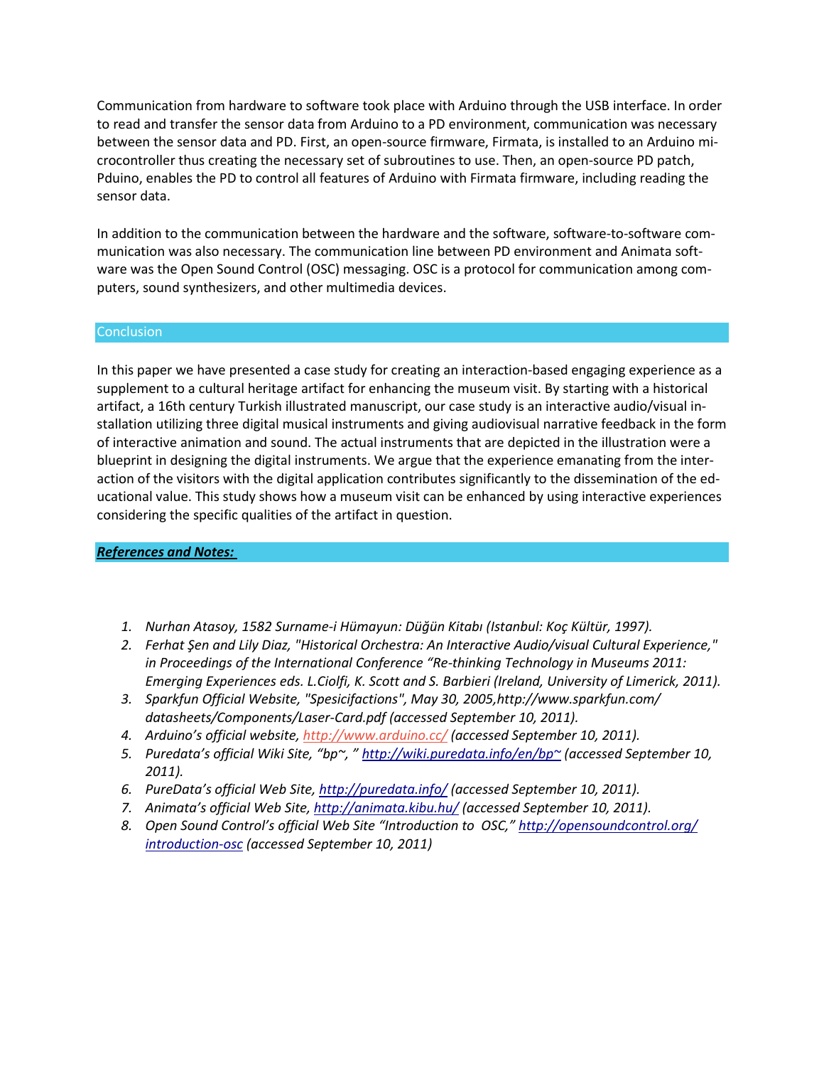Communication from hardware to software took place with Arduino through the USB interface. In order to read and transfer the sensor data from Arduino to a PD environment, communication was necessary between the sensor data and PD. First, an open-source firmware, Firmata, is installed to an Arduino microcontroller thus creating the necessary set of subroutines to use. Then, an open-source PD patch, Pduino, enables the PD to control all features of Arduino with Firmata firmware, including reading the sensor data.

In addition to the communication between the hardware and the software, software-to-software communication was also necessary. The communication line between PD environment and Animata software was the Open Sound Control (OSC) messaging. OSC is a protocol for communication among computers, sound synthesizers, and other multimedia devices.

## Conclusion

In this paper we have presented a case study for creating an interaction-based engaging experience as a supplement to a cultural heritage artifact for enhancing the museum visit. By starting with a historical artifact, a 16th century Turkish illustrated manuscript, our case study is an interactive audio/visual installation utilizing three digital musical instruments and giving audiovisual narrative feedback in the form of interactive animation and sound. The actual instruments that are depicted in the illustration were a blueprint in designing the digital instruments. We argue that the experience emanating from the interaction of the visitors with the digital application contributes significantly to the dissemination of the educational value. This study shows how a museum visit can be enhanced by using interactive experiences considering the specific qualities of the artifact in question.

## ***References and Notes:***

1. *Nurhan Atasoy, 1582 Surname-i Hümayun: Düğün Kitabı (Istanbul: Koç Kültür, 1997).*
2. *Ferhat Şen and Lily Diaz, "Historical Orchestra: An Interactive Audio/visual Cultural Experience," in Proceedings of the International Conference "Re-thinking Technology in Museums 2011: Emerging Experiences eds. L.Ciolfi, K. Scott and S. Barbieri (Ireland, University of Limerick, 2011).*
3. *Sparkfun Official Website, "Spesicifactions", May 30, 2005,http://www.sparkfun.com/datasheets/Components/Laser-Card.pdf (accessed September 10, 2011).*
4. *Arduino's official website, http://www.arduino.cc/ (accessed September 10, 2011).*
5. *Puredata's official Wiki Site, "bp~, " http://wiki.puredata.info/en/bp~ (accessed September 10, 2011).*
6. *PureData's official Web Site, http://puredata.info/ (accessed September 10, 2011).*
7. *Animata's official Web Site, http://animata.kibu.hu/ (accessed September 10, 2011).*
8. *Open Sound Control's official Web Site "Introduction to OSC," http://opensoundcontrol.org/introduction-osc (accessed September 10, 2011)*